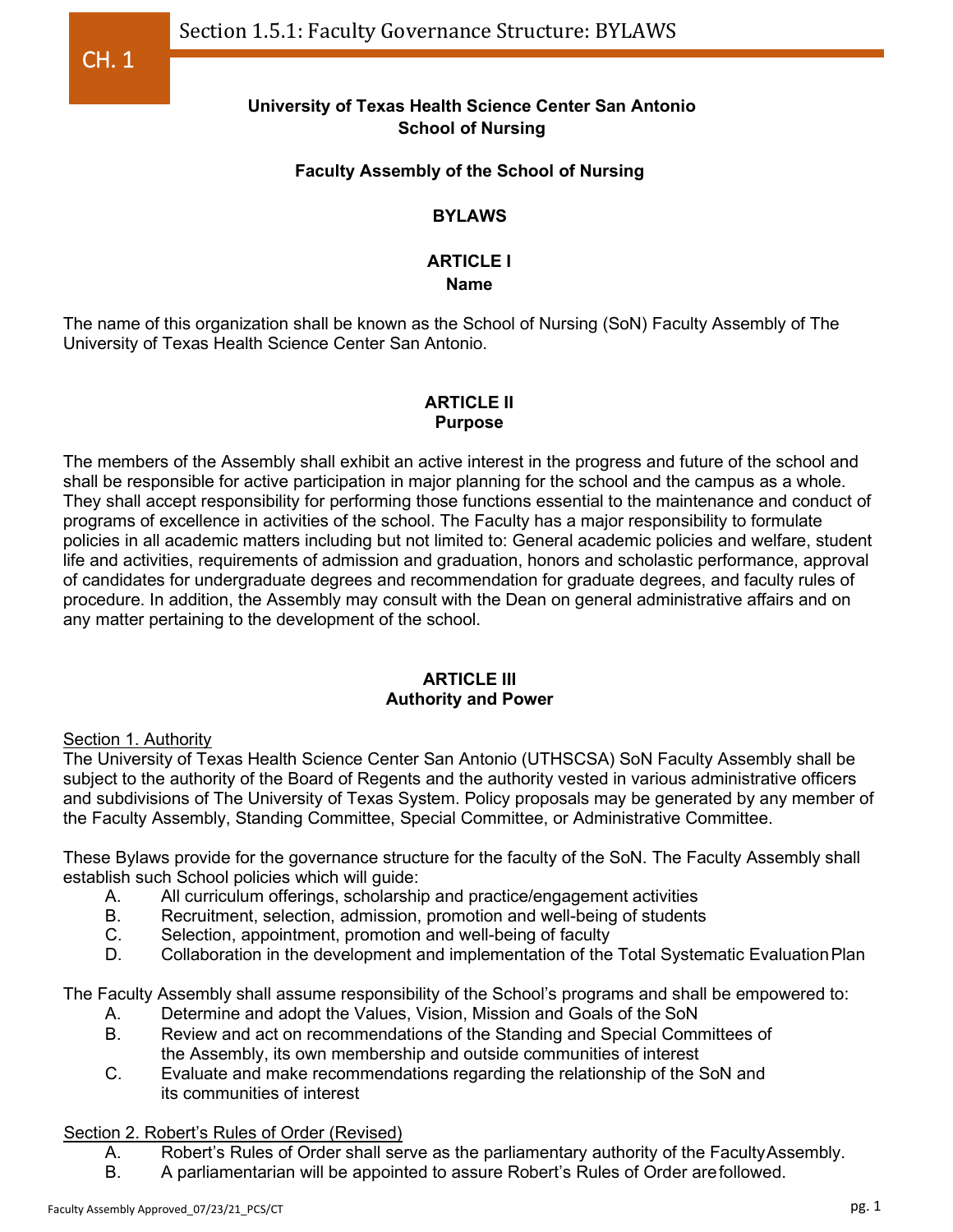**University of Texas Health Science Center San Antonio**
**School of Nursing**

**Faculty Assembly of the School of Nursing**

# BYLAWS

## ARTICLE I
## Name

The name of this organization shall be known as the School of Nursing (SoN) Faculty Assembly of The University of Texas Health Science Center San Antonio.

## ARTICLE II
## Purpose

The members of the Assembly shall exhibit an active interest in the progress and future of the school and shall be responsible for active participation in major planning for the school and the campus as a whole. They shall accept responsibility for performing those functions essential to the maintenance and conduct of programs of excellence in activities of the school. The Faculty has a major responsibility to formulate policies in all academic matters including but not limited to: General academic policies and welfare, student life and activities, requirements of admission and graduation, honors and scholastic performance, approval of candidates for undergraduate degrees and recommendation for graduate degrees, and faculty rules of procedure. In addition, the Assembly may consult with the Dean on general administrative affairs and on any matter pertaining to the development of the school.

## ARTICLE III
## Authority and Power

Section 1. Authority

The University of Texas Health Science Center San Antonio (UTHSCSA) SoN Faculty Assembly shall be subject to the authority of the Board of Regents and the authority vested in various administrative officers and subdivisions of The University of Texas System. Policy proposals may be generated by any member of the Faculty Assembly, Standing Committee, Special Committee, or Administrative Committee.

These Bylaws provide for the governance structure for the faculty of the SoN. The Faculty Assembly shall establish such School policies which will guide:

A. All curriculum offerings, scholarship and practice/engagement activities
B. Recruitment, selection, admission, promotion and well-being of students
C. Selection, appointment, promotion and well-being of faculty
D. Collaboration in the development and implementation of the Total Systematic Evaluation Plan

The Faculty Assembly shall assume responsibility of the School's programs and shall be empowered to:

A. Determine and adopt the Values, Vision, Mission and Goals of the SoN
B. Review and act on recommendations of the Standing and Special Committees of the Assembly, its own membership and outside communities of interest
C. Evaluate and make recommendations regarding the relationship of the SoN and its communities of interest

Section 2. Robert's Rules of Order (Revised)

A. Robert's Rules of Order shall serve as the parliamentary authority of the Faculty Assembly.
B. A parliamentarian will be appointed to assure Robert's Rules of Order are followed.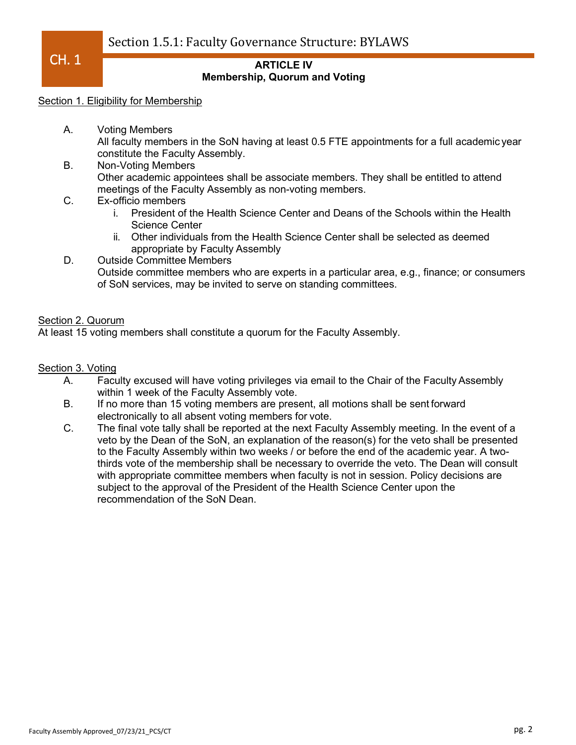## ARTICLE IV
### Membership, Quorum and Voting

Section 1. Eligibility for Membership

A. Voting Members
All faculty members in the SoN having at least 0.5 FTE appointments for a full academic year constitute the Faculty Assembly.

B. Non-Voting Members
Other academic appointees shall be associate members. They shall be entitled to attend meetings of the Faculty Assembly as non-voting members.

C. Ex-officio members
   i. President of the Health Science Center and Deans of the Schools within the Health Science Center
   ii. Other individuals from the Health Science Center shall be selected as deemed appropriate by Faculty Assembly

D. Outside Committee Members
Outside committee members who are experts in a particular area, e.g., finance; or consumers of SoN services, may be invited to serve on standing committees.

Section 2. Quorum

At least 15 voting members shall constitute a quorum for the Faculty Assembly.

Section 3. Voting

A. Faculty excused will have voting privileges via email to the Chair of the Faculty Assembly within 1 week of the Faculty Assembly vote.

B. If no more than 15 voting members are present, all motions shall be sent forward electronically to all absent voting members for vote.

C. The final vote tally shall be reported at the next Faculty Assembly meeting. In the event of a veto by the Dean of the SoN, an explanation of the reason(s) for the veto shall be presented to the Faculty Assembly within two weeks / or before the end of the academic year. A two-thirds vote of the membership shall be necessary to override the veto. The Dean will consult with appropriate committee members when faculty is not in session. Policy decisions are subject to the approval of the President of the Health Science Center upon the recommendation of the SoN Dean.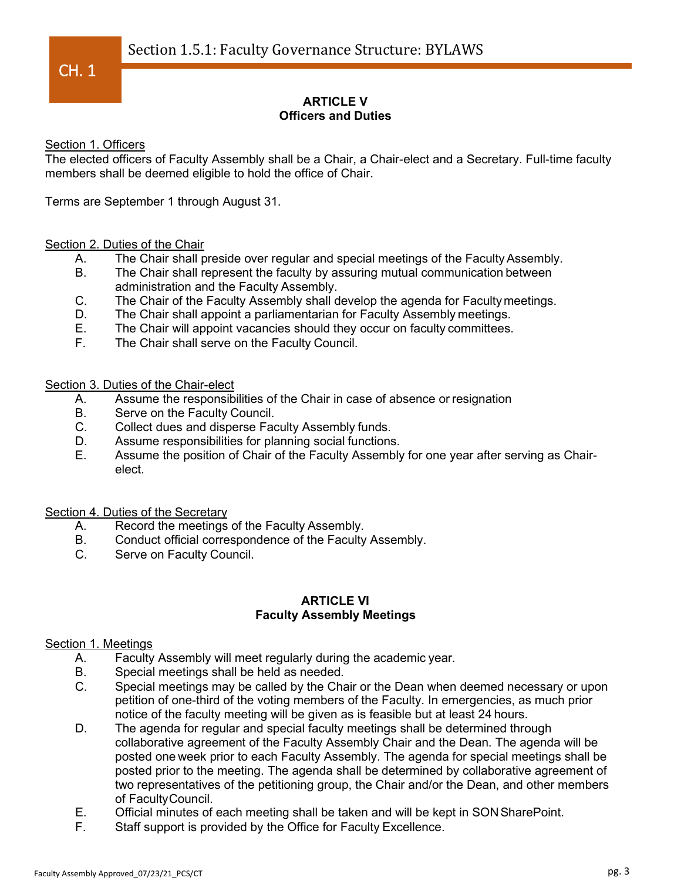## ARTICLE V
## Officers and Duties

Section 1. Officers

The elected officers of Faculty Assembly shall be a Chair, a Chair-elect and a Secretary. Full-time faculty members shall be deemed eligible to hold the office of Chair.

Terms are September 1 through August 31.

Section 2. Duties of the Chair

A. The Chair shall preside over regular and special meetings of the Faculty Assembly.
B. The Chair shall represent the faculty by assuring mutual communication between administration and the Faculty Assembly.
C. The Chair of the Faculty Assembly shall develop the agenda for Faculty meetings.
D. The Chair shall appoint a parliamentarian for Faculty Assembly meetings.
E. The Chair will appoint vacancies should they occur on faculty committees.
F. The Chair shall serve on the Faculty Council.

Section 3. Duties of the Chair-elect

A. Assume the responsibilities of the Chair in case of absence or resignation
B. Serve on the Faculty Council.
C. Collect dues and disperse Faculty Assembly funds.
D. Assume responsibilities for planning social functions.
E. Assume the position of Chair of the Faculty Assembly for one year after serving as Chair-elect.

Section 4. Duties of the Secretary

A. Record the meetings of the Faculty Assembly.
B. Conduct official correspondence of the Faculty Assembly.
C. Serve on Faculty Council.

## ARTICLE VI
## Faculty Assembly Meetings

Section 1. Meetings

A. Faculty Assembly will meet regularly during the academic year.
B. Special meetings shall be held as needed.
C. Special meetings may be called by the Chair or the Dean when deemed necessary or upon petition of one-third of the voting members of the Faculty. In emergencies, as much prior notice of the faculty meeting will be given as is feasible but at least 24 hours.
D. The agenda for regular and special faculty meetings shall be determined through collaborative agreement of the Faculty Assembly Chair and the Dean. The agenda will be posted one week prior to each Faculty Assembly. The agenda for special meetings shall be posted prior to the meeting. The agenda shall be determined by collaborative agreement of two representatives of the petitioning group, the Chair and/or the Dean, and other members of Faculty Council.
E. Official minutes of each meeting shall be taken and will be kept in SON SharePoint.
F. Staff support is provided by the Office for Faculty Excellence.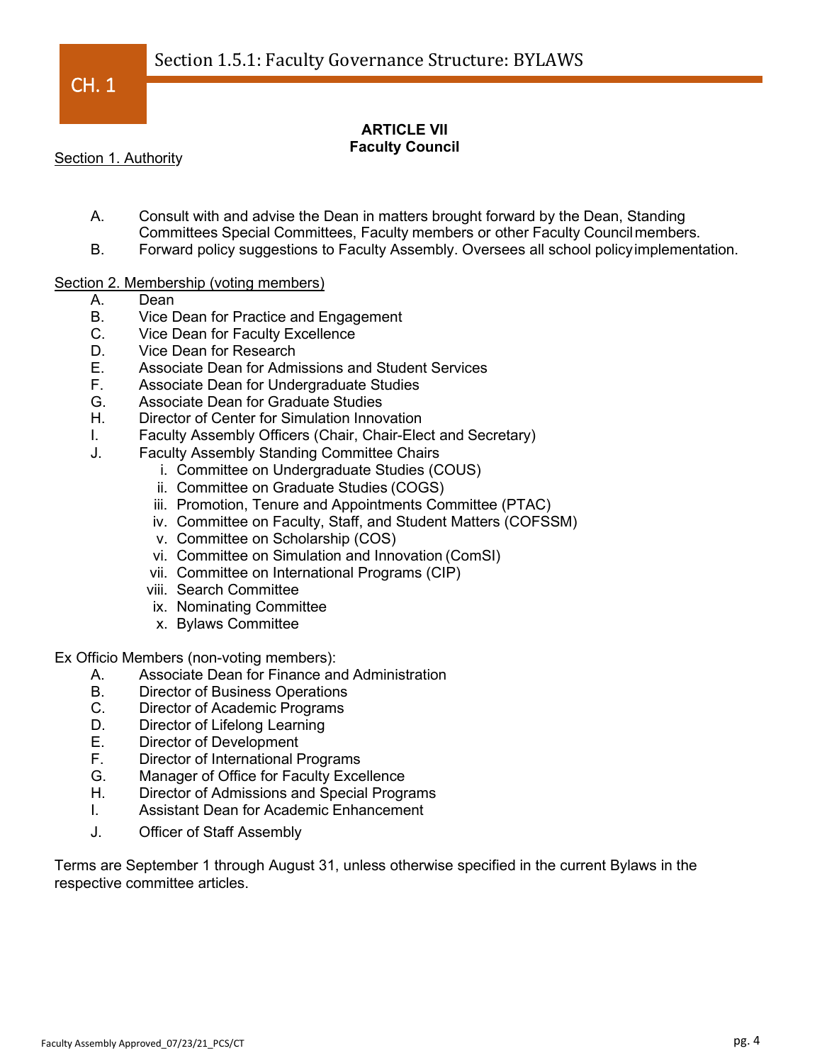## ARTICLE VII
## Faculty Council

Section 1. Authority

A. Consult with and advise the Dean in matters brought forward by the Dean, Standing Committees Special Committees, Faculty members or other Faculty Council members.
B. Forward policy suggestions to Faculty Assembly. Oversees all school policy implementation.

Section 2. Membership (voting members)

A. Dean
B. Vice Dean for Practice and Engagement
C. Vice Dean for Faculty Excellence
D. Vice Dean for Research
E. Associate Dean for Admissions and Student Services
F. Associate Dean for Undergraduate Studies
G. Associate Dean for Graduate Studies
H. Director of Center for Simulation Innovation
I. Faculty Assembly Officers (Chair, Chair-Elect and Secretary)
J. Faculty Assembly Standing Committee Chairs
   i. Committee on Undergraduate Studies (COUS)
   ii. Committee on Graduate Studies (COGS)
   iii. Promotion, Tenure and Appointments Committee (PTAC)
   iv. Committee on Faculty, Staff, and Student Matters (COFSSM)
   v. Committee on Scholarship (COS)
   vi. Committee on Simulation and Innovation (ComSI)
   vii. Committee on International Programs (CIP)
   viii. Search Committee
   ix. Nominating Committee
   x. Bylaws Committee

Ex Officio Members (non-voting members):

A. Associate Dean for Finance and Administration
B. Director of Business Operations
C. Director of Academic Programs
D. Director of Lifelong Learning
E. Director of Development
F. Director of International Programs
G. Manager of Office for Faculty Excellence
H. Director of Admissions and Special Programs
I. Assistant Dean for Academic Enhancement
J. Officer of Staff Assembly

Terms are September 1 through August 31, unless otherwise specified in the current Bylaws in the respective committee articles.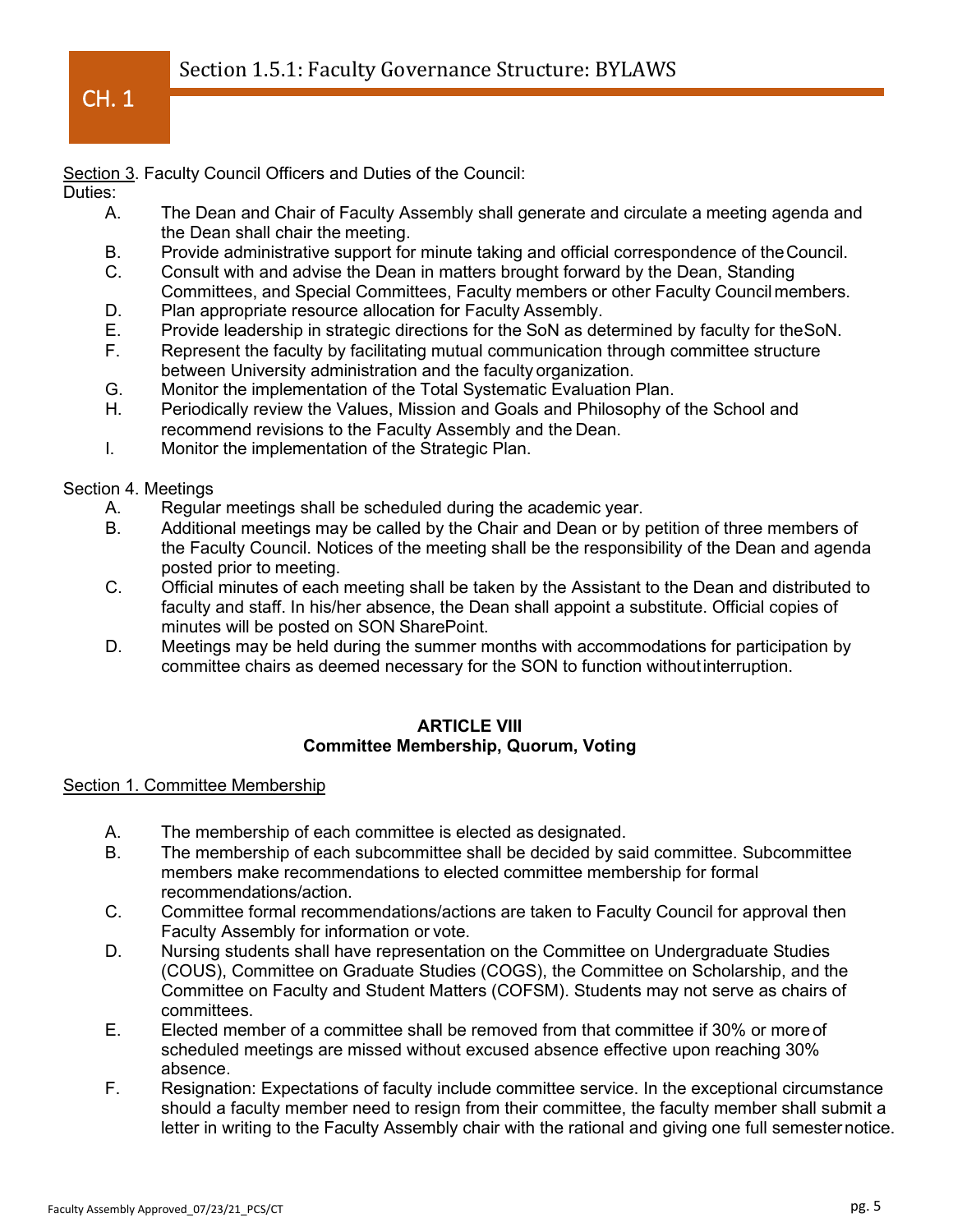Section 3. Faculty Council Officers and Duties of the Council:

Duties:

- A. The Dean and Chair of Faculty Assembly shall generate and circulate a meeting agenda and the Dean shall chair the meeting.
- B. Provide administrative support for minute taking and official correspondence of the Council.
- C. Consult with and advise the Dean in matters brought forward by the Dean, Standing Committees, and Special Committees, Faculty members or other Faculty Council members.
- D. Plan appropriate resource allocation for Faculty Assembly.
- E. Provide leadership in strategic directions for the SoN as determined by faculty for the SoN.
- F. Represent the faculty by facilitating mutual communication through committee structure between University administration and the faculty organization.
- G. Monitor the implementation of the Total Systematic Evaluation Plan.
- H. Periodically review the Values, Mission and Goals and Philosophy of the School and recommend revisions to the Faculty Assembly and the Dean.
- I. Monitor the implementation of the Strategic Plan.

Section 4. Meetings

- A. Regular meetings shall be scheduled during the academic year.
- B. Additional meetings may be called by the Chair and Dean or by petition of three members of the Faculty Council. Notices of the meeting shall be the responsibility of the Dean and agenda posted prior to meeting.
- C. Official minutes of each meeting shall be taken by the Assistant to the Dean and distributed to faculty and staff. In his/her absence, the Dean shall appoint a substitute. Official copies of minutes will be posted on SON SharePoint.
- D. Meetings may be held during the summer months with accommodations for participation by committee chairs as deemed necessary for the SON to function without interruption.

## ARTICLE VIII
## Committee Membership, Quorum, Voting

Section 1. Committee Membership

- A. The membership of each committee is elected as designated.
- B. The membership of each subcommittee shall be decided by said committee. Subcommittee members make recommendations to elected committee membership for formal recommendations/action.
- C. Committee formal recommendations/actions are taken to Faculty Council for approval then Faculty Assembly for information or vote.
- D. Nursing students shall have representation on the Committee on Undergraduate Studies (COUS), Committee on Graduate Studies (COGS), the Committee on Scholarship, and the Committee on Faculty and Student Matters (COFSM). Students may not serve as chairs of committees.
- E. Elected member of a committee shall be removed from that committee if 30% or more of scheduled meetings are missed without excused absence effective upon reaching 30% absence.
- F. Resignation: Expectations of faculty include committee service. In the exceptional circumstance should a faculty member need to resign from their committee, the faculty member shall submit a letter in writing to the Faculty Assembly chair with the rational and giving one full semester notice.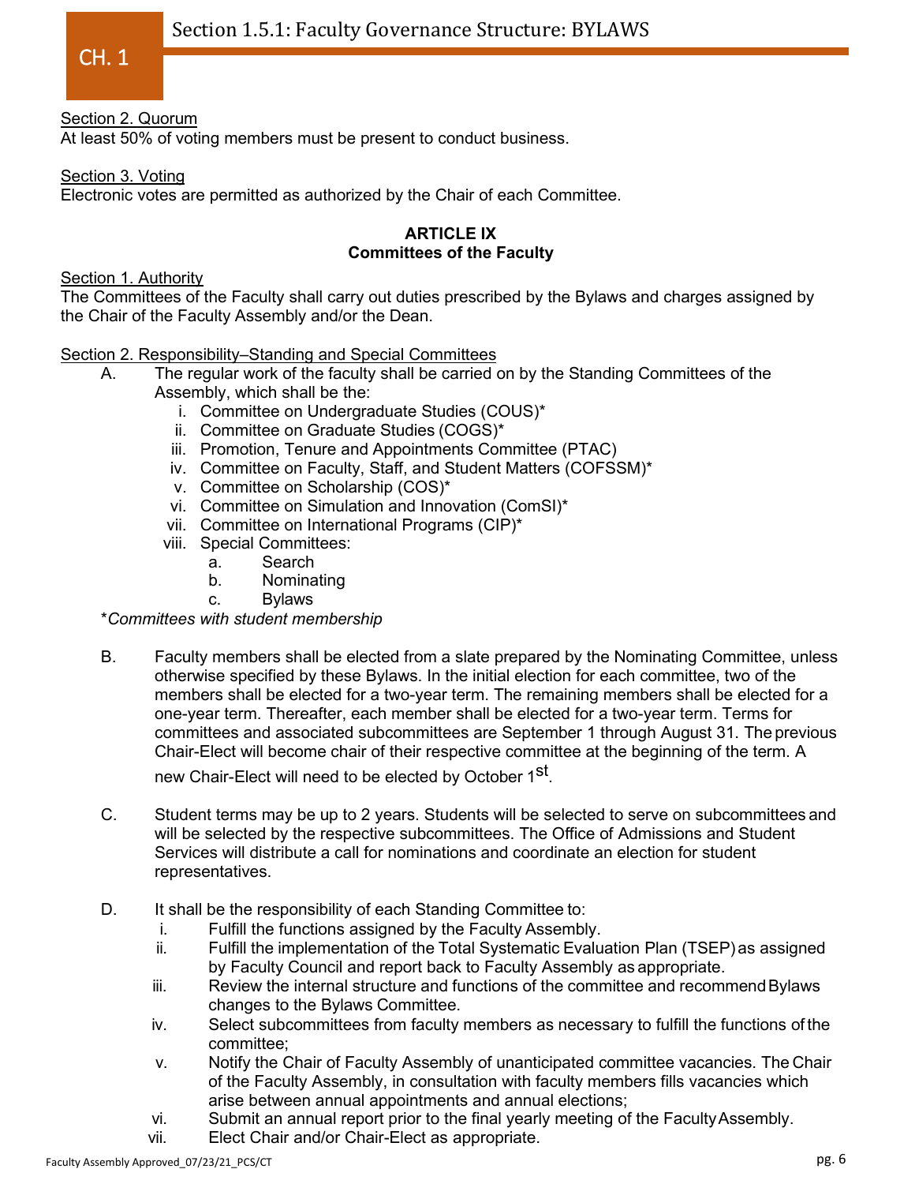Section 2. Quorum
At least 50% of voting members must be present to conduct business.

Section 3. Voting
Electronic votes are permitted as authorized by the Chair of each Committee.

## ARTICLE IX
## Committees of the Faculty

Section 1. Authority
The Committees of the Faculty shall carry out duties prescribed by the Bylaws and charges assigned by the Chair of the Faculty Assembly and/or the Dean.

Section 2. Responsibility–Standing and Special Committees

A. The regular work of the faculty shall be carried on by the Standing Committees of the Assembly, which shall be the:
   i. Committee on Undergraduate Studies (COUS)*
   ii. Committee on Graduate Studies (COGS)*
   iii. Promotion, Tenure and Appointments Committee (PTAC)
   iv. Committee on Faculty, Staff, and Student Matters (COFSSM)*
   v. Committee on Scholarship (COS)*
   vi. Committee on Simulation and Innovation (ComSI)*
   vii. Committee on International Programs (CIP)*
   viii. Special Committees:
      a. Search
      b. Nominating
      c. Bylaws

*\*Committees with student membership*

B. Faculty members shall be elected from a slate prepared by the Nominating Committee, unless otherwise specified by these Bylaws. In the initial election for each committee, two of the members shall be elected for a two-year term. The remaining members shall be elected for a one-year term. Thereafter, each member shall be elected for a two-year term. Terms for committees and associated subcommittees are September 1 through August 31. The previous Chair-Elect will become chair of their respective committee at the beginning of the term. A new Chair-Elect will need to be elected by October 1st.

C. Student terms may be up to 2 years. Students will be selected to serve on subcommittees and will be selected by the respective subcommittees. The Office of Admissions and Student Services will distribute a call for nominations and coordinate an election for student representatives.

D. It shall be the responsibility of each Standing Committee to:
   i. Fulfill the functions assigned by the Faculty Assembly.
   ii. Fulfill the implementation of the Total Systematic Evaluation Plan (TSEP) as assigned by Faculty Council and report back to Faculty Assembly as appropriate.
   iii. Review the internal structure and functions of the committee and recommend Bylaws changes to the Bylaws Committee.
   iv. Select subcommittees from faculty members as necessary to fulfill the functions of the committee;
   v. Notify the Chair of Faculty Assembly of unanticipated committee vacancies. The Chair of the Faculty Assembly, in consultation with faculty members fills vacancies which arise between annual appointments and annual elections;
   vi. Submit an annual report prior to the final yearly meeting of the Faculty Assembly.
   vii. Elect Chair and/or Chair-Elect as appropriate.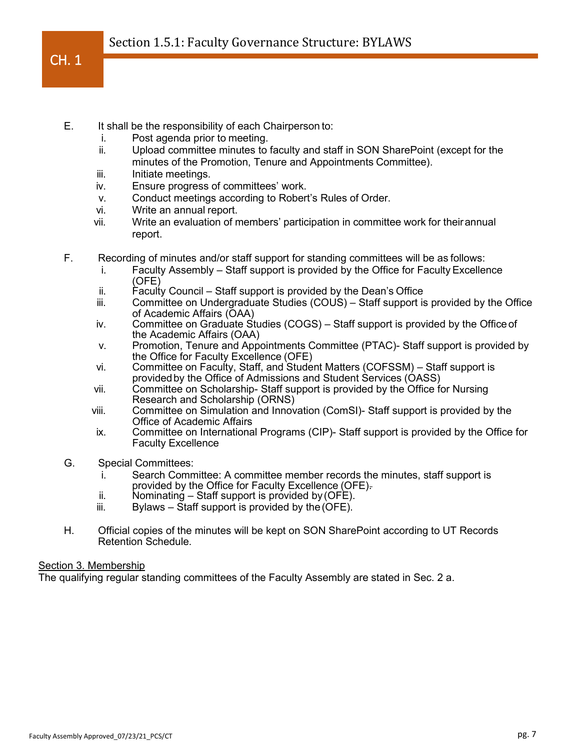E. It shall be the responsibility of each Chairperson to:
   - i. Post agenda prior to meeting.
   - ii. Upload committee minutes to faculty and staff in SON SharePoint (except for the minutes of the Promotion, Tenure and Appointments Committee).
   - iii. Initiate meetings.
   - iv. Ensure progress of committees' work.
   - v. Conduct meetings according to Robert's Rules of Order.
   - vi. Write an annual report.
   - vii. Write an evaluation of members' participation in committee work for their annual report.

F. Recording of minutes and/or staff support for standing committees will be as follows:
   - i. Faculty Assembly – Staff support is provided by the Office for Faculty Excellence (OFE)
   - ii. Faculty Council – Staff support is provided by the Dean's Office
   - iii. Committee on Undergraduate Studies (COUS) – Staff support is provided by the Office of Academic Affairs (OAA)
   - iv. Committee on Graduate Studies (COGS) – Staff support is provided by the Office of the Academic Affairs (OAA)
   - v. Promotion, Tenure and Appointments Committee (PTAC)- Staff support is provided by the Office for Faculty Excellence (OFE)
   - vi. Committee on Faculty, Staff, and Student Matters (COFSSM) – Staff support is provided by the Office of Admissions and Student Services (OASS)
   - vii. Committee on Scholarship- Staff support is provided by the Office for Nursing Research and Scholarship (ORNS)
   - viii. Committee on Simulation and Innovation (ComSI)- Staff support is provided by the Office of Academic Affairs
   - ix. Committee on International Programs (CIP)- Staff support is provided by the Office for Faculty Excellence

G. Special Committees:
   - i. Search Committee: A committee member records the minutes, staff support is provided by the Office for Faculty Excellence (OFE).
   - ii. Nominating – Staff support is provided by (OFE).
   - iii. Bylaws – Staff support is provided by the (OFE).

H. Official copies of the minutes will be kept on SON SharePoint according to UT Records Retention Schedule.

<u>Section 3. Membership</u>

The qualifying regular standing committees of the Faculty Assembly are stated in Sec. 2 a.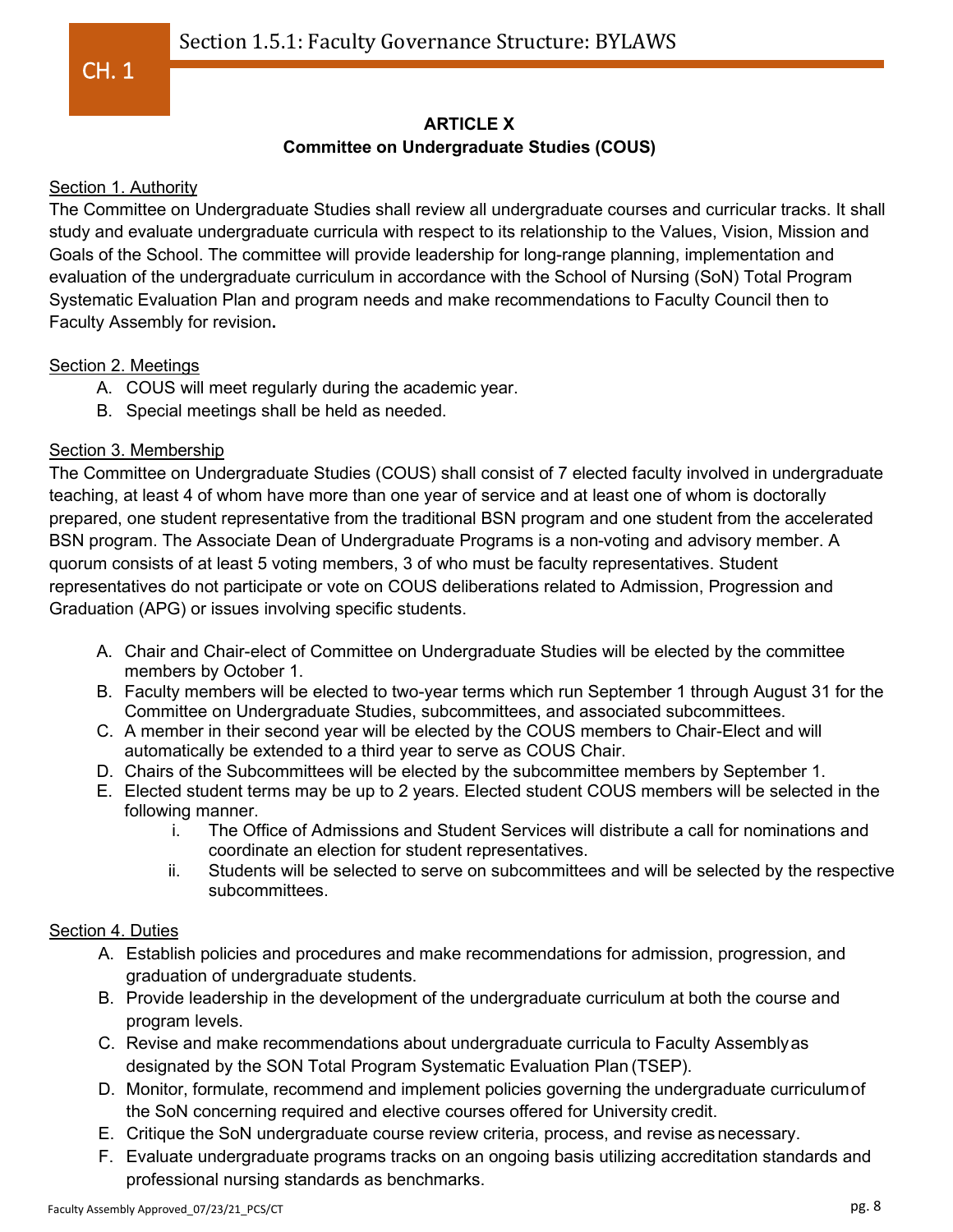## ARTICLE X
## Committee on Undergraduate Studies (COUS)

Section 1. Authority

The Committee on Undergraduate Studies shall review all undergraduate courses and curricular tracks. It shall study and evaluate undergraduate curricula with respect to its relationship to the Values, Vision, Mission and Goals of the School. The committee will provide leadership for long-range planning, implementation and evaluation of the undergraduate curriculum in accordance with the School of Nursing (SoN) Total Program Systematic Evaluation Plan and program needs and make recommendations to Faculty Council then to Faculty Assembly for revision**.**

Section 2. Meetings

A. COUS will meet regularly during the academic year.
B. Special meetings shall be held as needed.

Section 3. Membership

The Committee on Undergraduate Studies (COUS) shall consist of 7 elected faculty involved in undergraduate teaching, at least 4 of whom have more than one year of service and at least one of whom is doctorally prepared, one student representative from the traditional BSN program and one student from the accelerated BSN program. The Associate Dean of Undergraduate Programs is a non-voting and advisory member. A quorum consists of at least 5 voting members, 3 of who must be faculty representatives. Student representatives do not participate or vote on COUS deliberations related to Admission, Progression and Graduation (APG) or issues involving specific students.

A. Chair and Chair-elect of Committee on Undergraduate Studies will be elected by the committee members by October 1.
B. Faculty members will be elected to two-year terms which run September 1 through August 31 for the Committee on Undergraduate Studies, subcommittees, and associated subcommittees.
C. A member in their second year will be elected by the COUS members to Chair-Elect and will automatically be extended to a third year to serve as COUS Chair.
D. Chairs of the Subcommittees will be elected by the subcommittee members by September 1.
E. Elected student terms may be up to 2 years. Elected student COUS members will be selected in the following manner.
    i. The Office of Admissions and Student Services will distribute a call for nominations and coordinate an election for student representatives.
    ii. Students will be selected to serve on subcommittees and will be selected by the respective subcommittees.

Section 4. Duties

A. Establish policies and procedures and make recommendations for admission, progression, and graduation of undergraduate students.
B. Provide leadership in the development of the undergraduate curriculum at both the course and program levels.
C. Revise and make recommendations about undergraduate curricula to Faculty Assembly as designated by the SON Total Program Systematic Evaluation Plan (TSEP).
D. Monitor, formulate, recommend and implement policies governing the undergraduate curriculum of the SoN concerning required and elective courses offered for University credit.
E. Critique the SoN undergraduate course review criteria, process, and revise as necessary.
F. Evaluate undergraduate programs tracks on an ongoing basis utilizing accreditation standards and professional nursing standards as benchmarks.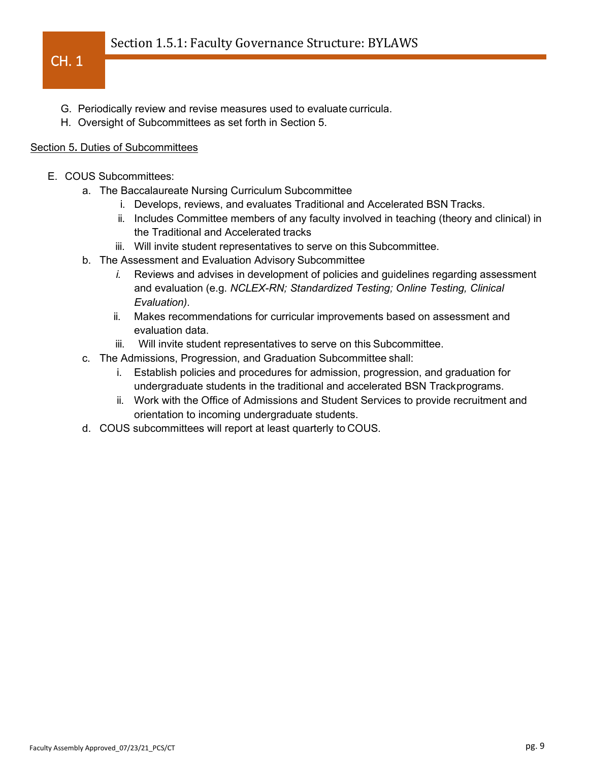G. Periodically review and revise measures used to evaluate curricula.
H. Oversight of Subcommittees as set forth in Section 5.

Section 5. Duties of Subcommittees

E. COUS Subcommittees:
  a. The Baccalaureate Nursing Curriculum Subcommittee
     i. Develops, reviews, and evaluates Traditional and Accelerated BSN Tracks.
     ii. Includes Committee members of any faculty involved in teaching (theory and clinical) in the Traditional and Accelerated tracks
     iii. Will invite student representatives to serve on this Subcommittee.
  b. The Assessment and Evaluation Advisory Subcommittee
     *i.* Reviews and advises in development of policies and guidelines regarding assessment and evaluation (e.g. *NCLEX-RN; Standardized Testing; Online Testing, Clinical Evaluation).*
     ii. Makes recommendations for curricular improvements based on assessment and evaluation data.
     iii. Will invite student representatives to serve on this Subcommittee.
  c. The Admissions, Progression, and Graduation Subcommittee shall:
     i. Establish policies and procedures for admission, progression, and graduation for undergraduate students in the traditional and accelerated BSN Trackprograms.
     ii. Work with the Office of Admissions and Student Services to provide recruitment and orientation to incoming undergraduate students.
  d. COUS subcommittees will report at least quarterly to COUS.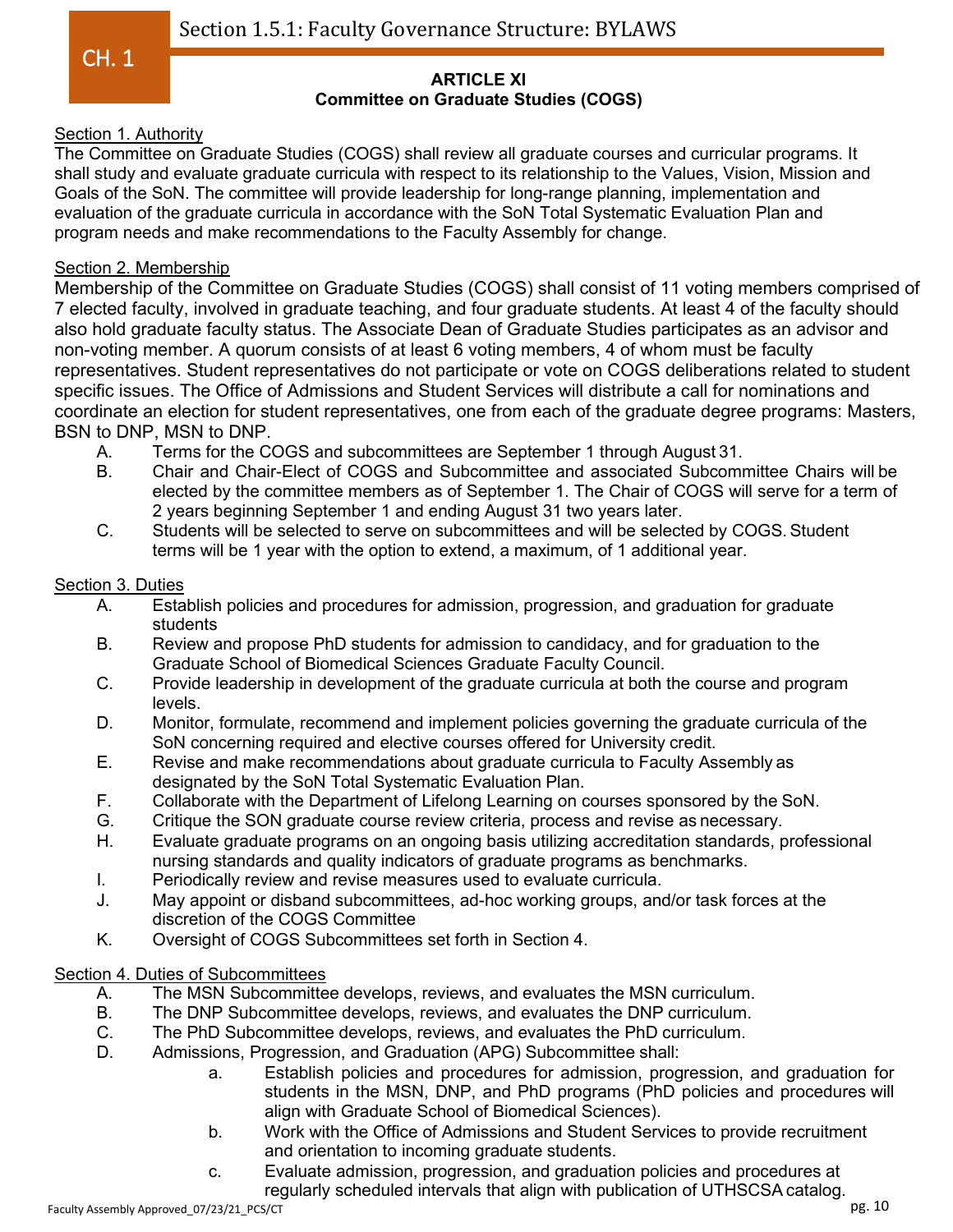## ARTICLE XI
## Committee on Graduate Studies (COGS)

Section 1. Authority

The Committee on Graduate Studies (COGS) shall review all graduate courses and curricular programs. It shall study and evaluate graduate curricula with respect to its relationship to the Values, Vision, Mission and Goals of the SoN. The committee will provide leadership for long-range planning, implementation and evaluation of the graduate curricula in accordance with the SoN Total Systematic Evaluation Plan and program needs and make recommendations to the Faculty Assembly for change.

Section 2. Membership

Membership of the Committee on Graduate Studies (COGS) shall consist of 11 voting members comprised of 7 elected faculty, involved in graduate teaching, and four graduate students. At least 4 of the faculty should also hold graduate faculty status. The Associate Dean of Graduate Studies participates as an advisor and non-voting member. A quorum consists of at least 6 voting members, 4 of whom must be faculty representatives. Student representatives do not participate or vote on COGS deliberations related to student specific issues. The Office of Admissions and Student Services will distribute a call for nominations and coordinate an election for student representatives, one from each of the graduate degree programs: Masters, BSN to DNP, MSN to DNP.

A. Terms for the COGS and subcommittees are September 1 through August 31.

B. Chair and Chair-Elect of COGS and Subcommittee and associated Subcommittee Chairs will be elected by the committee members as of September 1. The Chair of COGS will serve for a term of 2 years beginning September 1 and ending August 31 two years later.

C. Students will be selected to serve on subcommittees and will be selected by COGS. Student terms will be 1 year with the option to extend, a maximum, of 1 additional year.

Section 3. Duties

A. Establish policies and procedures for admission, progression, and graduation for graduate students

B. Review and propose PhD students for admission to candidacy, and for graduation to the Graduate School of Biomedical Sciences Graduate Faculty Council.

C. Provide leadership in development of the graduate curricula at both the course and program levels.

D. Monitor, formulate, recommend and implement policies governing the graduate curricula of the SoN concerning required and elective courses offered for University credit.

E. Revise and make recommendations about graduate curricula to Faculty Assembly as designated by the SoN Total Systematic Evaluation Plan.

F. Collaborate with the Department of Lifelong Learning on courses sponsored by the SoN.

G. Critique the SON graduate course review criteria, process and revise as necessary.

H. Evaluate graduate programs on an ongoing basis utilizing accreditation standards, professional nursing standards and quality indicators of graduate programs as benchmarks.

I. Periodically review and revise measures used to evaluate curricula.

J. May appoint or disband subcommittees, ad-hoc working groups, and/or task forces at the discretion of the COGS Committee

K. Oversight of COGS Subcommittees set forth in Section 4.

Section 4. Duties of Subcommittees

A. The MSN Subcommittee develops, reviews, and evaluates the MSN curriculum.

B. The DNP Subcommittee develops, reviews, and evaluates the DNP curriculum.

C. The PhD Subcommittee develops, reviews, and evaluates the PhD curriculum.

D. Admissions, Progression, and Graduation (APG) Subcommittee shall:

   a. Establish policies and procedures for admission, progression, and graduation for students in the MSN, DNP, and PhD programs (PhD policies and procedures will align with Graduate School of Biomedical Sciences).

   b. Work with the Office of Admissions and Student Services to provide recruitment and orientation to incoming graduate students.

   c. Evaluate admission, progression, and graduation policies and procedures at regularly scheduled intervals that align with publication of UTHSCSA catalog.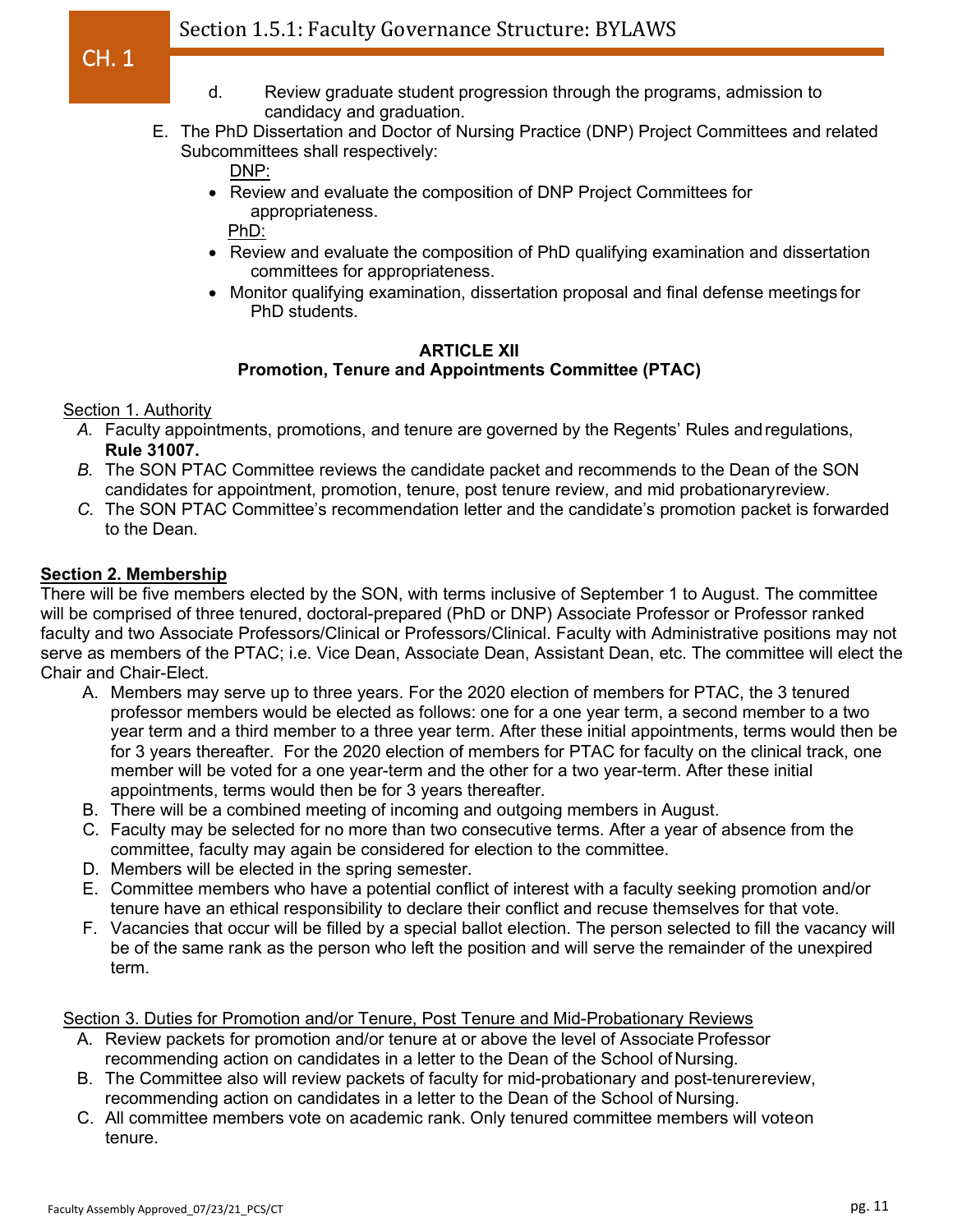d. Review graduate student progression through the programs, admission to candidacy and graduation.

E. The PhD Dissertation and Doctor of Nursing Practice (DNP) Project Committees and related Subcommittees shall respectively:

<u>DNP:</u>

- Review and evaluate the composition of DNP Project Committees for appropriateness.

<u>PhD:</u>

- Review and evaluate the composition of PhD qualifying examination and dissertation committees for appropriateness.
- Monitor qualifying examination, dissertation proposal and final defense meetings for PhD students.

## ARTICLE XII
## Promotion, Tenure and Appointments Committee (PTAC)

<u>Section 1. Authority</u>

*A.* Faculty appointments, promotions, and tenure are governed by the Regents' Rules and regulations, **Rule 31007.**

*B.* The SON PTAC Committee reviews the candidate packet and recommends to the Dean of the SON candidates for appointment, promotion, tenure, post tenure review, and mid probationary review.

*C.* The SON PTAC Committee's recommendation letter and the candidate's promotion packet is forwarded to the Dean.

**<u>Section 2. Membership</u>**

There will be five members elected by the SON, with terms inclusive of September 1 to August. The committee will be comprised of three tenured, doctoral-prepared (PhD or DNP) Associate Professor or Professor ranked faculty and two Associate Professors/Clinical or Professors/Clinical. Faculty with Administrative positions may not serve as members of the PTAC; i.e. Vice Dean, Associate Dean, Assistant Dean, etc. The committee will elect the Chair and Chair-Elect.

A. Members may serve up to three years. For the 2020 election of members for PTAC, the 3 tenured professor members would be elected as follows: one for a one year term, a second member to a two year term and a third member to a three year term. After these initial appointments, terms would then be for 3 years thereafter. For the 2020 election of members for PTAC for faculty on the clinical track, one member will be voted for a one year-term and the other for a two year-term. After these initial appointments, terms would then be for 3 years thereafter.
B. There will be a combined meeting of incoming and outgoing members in August.
C. Faculty may be selected for no more than two consecutive terms. After a year of absence from the committee, faculty may again be considered for election to the committee.
D. Members will be elected in the spring semester.
E. Committee members who have a potential conflict of interest with a faculty seeking promotion and/or tenure have an ethical responsibility to declare their conflict and recuse themselves for that vote.
F. Vacancies that occur will be filled by a special ballot election. The person selected to fill the vacancy will be of the same rank as the person who left the position and will serve the remainder of the unexpired term.

<u>Section 3. Duties for Promotion and/or Tenure, Post Tenure and Mid-Probationary Reviews</u>

A. Review packets for promotion and/or tenure at or above the level of Associate Professor recommending action on candidates in a letter to the Dean of the School of Nursing.
B. The Committee also will review packets of faculty for mid-probationary and post-tenure review, recommending action on candidates in a letter to the Dean of the School of Nursing.
C. All committee members vote on academic rank. Only tenured committee members will vote on tenure.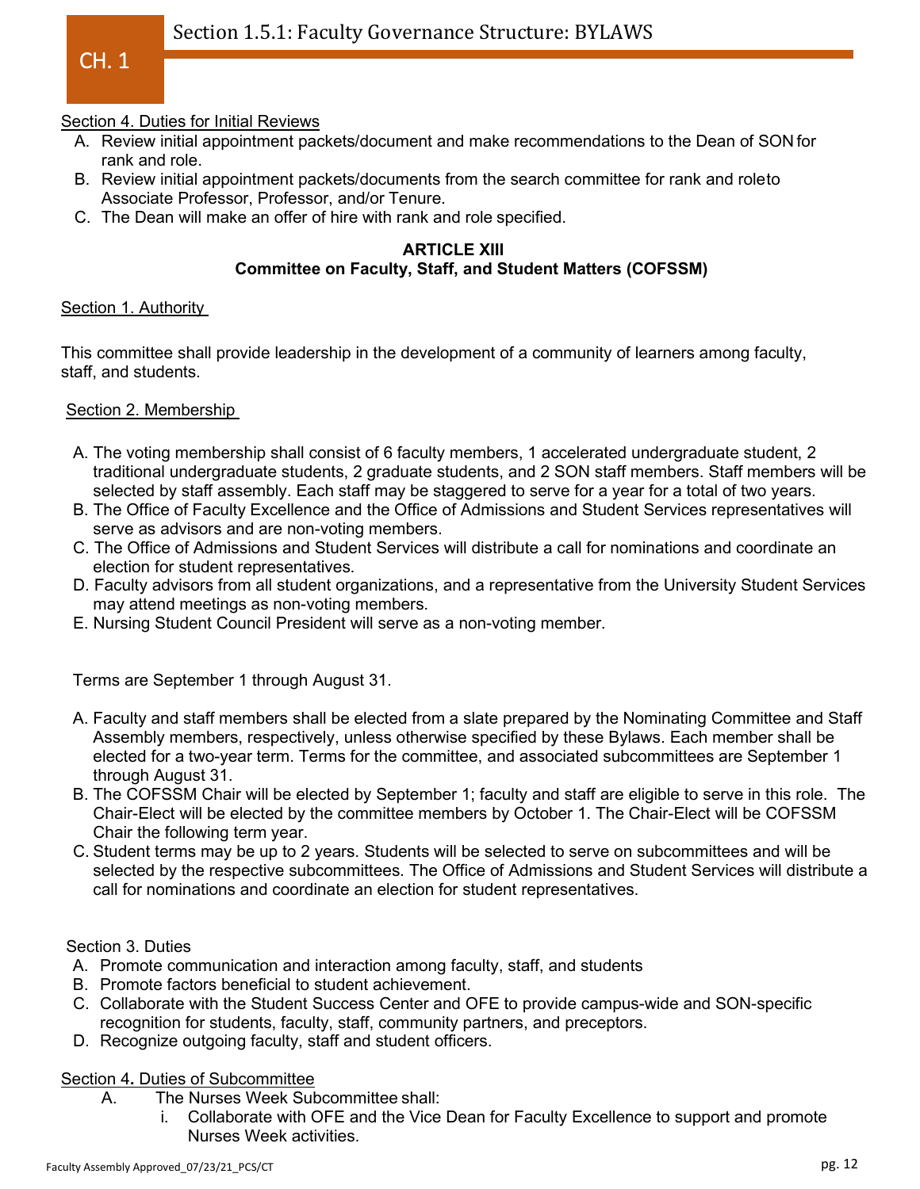Section 4. Duties for Initial Reviews

A. Review initial appointment packets/document and make recommendations to the Dean of SON for rank and role.
B. Review initial appointment packets/documents from the search committee for rank and roleto Associate Professor, Professor, and/or Tenure.
C. The Dean will make an offer of hire with rank and role specified.

## ARTICLE XIII
## Committee on Faculty, Staff, and Student Matters (COFSSM)

Section 1. Authority

This committee shall provide leadership in the development of a community of learners among faculty, staff, and students.

Section 2. Membership

A. The voting membership shall consist of 6 faculty members, 1 accelerated undergraduate student, 2 traditional undergraduate students, 2 graduate students, and 2 SON staff members. Staff members will be selected by staff assembly. Each staff may be staggered to serve for a year for a total of two years.
B. The Office of Faculty Excellence and the Office of Admissions and Student Services representatives will serve as advisors and are non-voting members.
C. The Office of Admissions and Student Services will distribute a call for nominations and coordinate an election for student representatives.
D. Faculty advisors from all student organizations, and a representative from the University Student Services may attend meetings as non-voting members.
E. Nursing Student Council President will serve as a non-voting member.

Terms are September 1 through August 31.

A. Faculty and staff members shall be elected from a slate prepared by the Nominating Committee and Staff Assembly members, respectively, unless otherwise specified by these Bylaws. Each member shall be elected for a two-year term. Terms for the committee, and associated subcommittees are September 1 through August 31.
B. The COFSSM Chair will be elected by September 1; faculty and staff are eligible to serve in this role. The Chair-Elect will be elected by the committee members by October 1. The Chair-Elect will be COFSSM Chair the following term year.
C. Student terms may be up to 2 years. Students will be selected to serve on subcommittees and will be selected by the respective subcommittees. The Office of Admissions and Student Services will distribute a call for nominations and coordinate an election for student representatives.

Section 3. Duties

A. Promote communication and interaction among faculty, staff, and students
B. Promote factors beneficial to student achievement.
C. Collaborate with the Student Success Center and OFE to provide campus-wide and SON-specific recognition for students, faculty, staff, community partners, and preceptors.
D. Recognize outgoing faculty, staff and student officers.

Section 4. Duties of Subcommittee

A. The Nurses Week Subcommittee shall:
   i. Collaborate with OFE and the Vice Dean for Faculty Excellence to support and promote Nurses Week activities.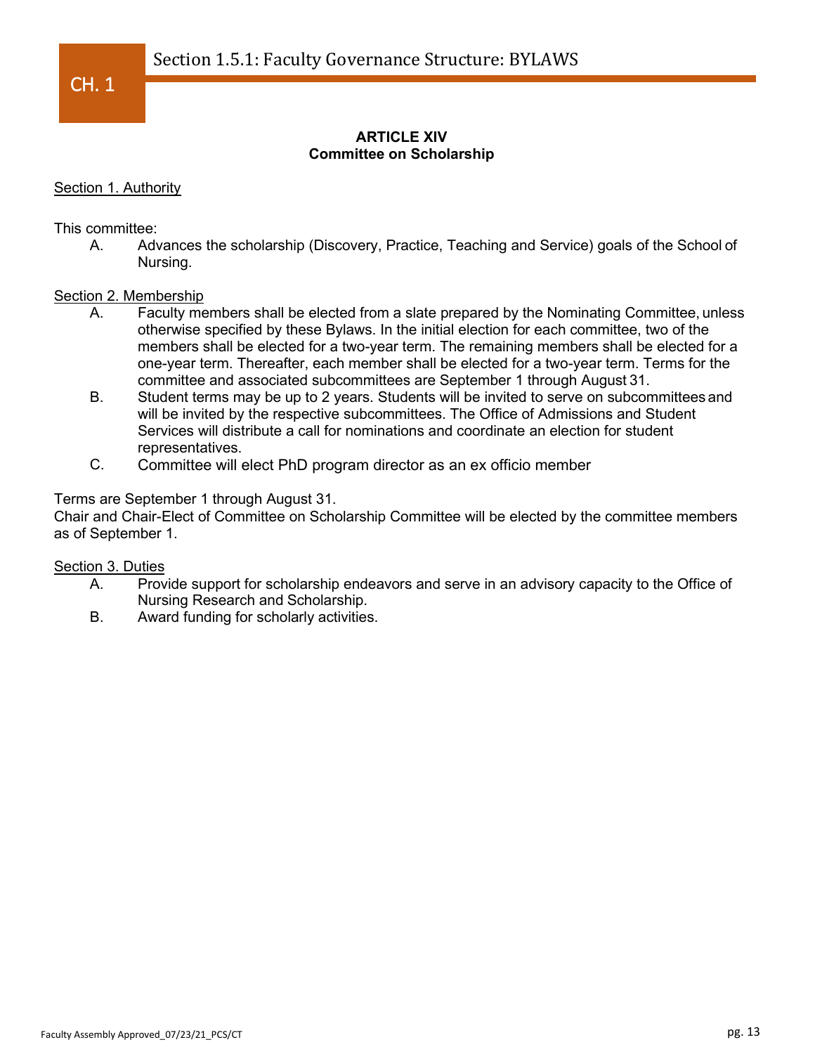## ARTICLE XIV
## Committee on Scholarship

Section 1. Authority

This committee:

A. Advances the scholarship (Discovery, Practice, Teaching and Service) goals of the School of Nursing.

Section 2. Membership

A. Faculty members shall be elected from a slate prepared by the Nominating Committee, unless otherwise specified by these Bylaws. In the initial election for each committee, two of the members shall be elected for a two-year term. The remaining members shall be elected for a one-year term. Thereafter, each member shall be elected for a two-year term. Terms for the committee and associated subcommittees are September 1 through August 31.

B. Student terms may be up to 2 years. Students will be invited to serve on subcommittees and will be invited by the respective subcommittees. The Office of Admissions and Student Services will distribute a call for nominations and coordinate an election for student representatives.

C. Committee will elect PhD program director as an ex officio member

Terms are September 1 through August 31.
Chair and Chair-Elect of Committee on Scholarship Committee will be elected by the committee members as of September 1.

Section 3. Duties

A. Provide support for scholarship endeavors and serve in an advisory capacity to the Office of Nursing Research and Scholarship.

B. Award funding for scholarly activities.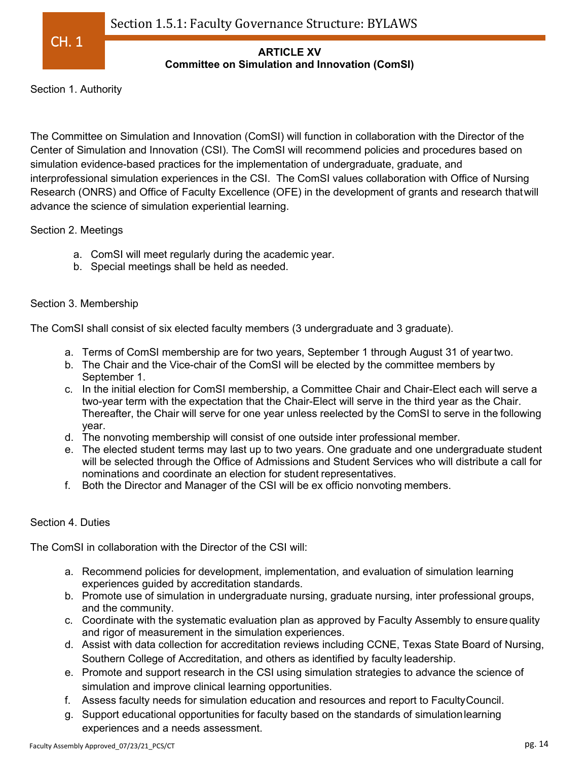## ARTICLE XV
## Committee on Simulation and Innovation (ComSI)

Section 1. Authority

The Committee on Simulation and Innovation (ComSI) will function in collaboration with the Director of the Center of Simulation and Innovation (CSI). The ComSI will recommend policies and procedures based on simulation evidence-based practices for the implementation of undergraduate, graduate, and interprofessional simulation experiences in the CSI. The ComSI values collaboration with Office of Nursing Research (ONRS) and Office of Faculty Excellence (OFE) in the development of grants and research that will advance the science of simulation experiential learning.

Section 2. Meetings

a. ComSI will meet regularly during the academic year.
b. Special meetings shall be held as needed.

Section 3. Membership

The ComSI shall consist of six elected faculty members (3 undergraduate and 3 graduate).

a. Terms of ComSI membership are for two years, September 1 through August 31 of year two.
b. The Chair and the Vice-chair of the ComSI will be elected by the committee members by September 1.
c. In the initial election for ComSI membership, a Committee Chair and Chair-Elect each will serve a two-year term with the expectation that the Chair-Elect will serve in the third year as the Chair. Thereafter, the Chair will serve for one year unless reelected by the ComSI to serve in the following year.
d. The nonvoting membership will consist of one outside inter professional member.
e. The elected student terms may last up to two years. One graduate and one undergraduate student will be selected through the Office of Admissions and Student Services who will distribute a call for nominations and coordinate an election for student representatives.
f. Both the Director and Manager of the CSI will be ex officio nonvoting members.

Section 4. Duties

The ComSI in collaboration with the Director of the CSI will:

a. Recommend policies for development, implementation, and evaluation of simulation learning experiences guided by accreditation standards.
b. Promote use of simulation in undergraduate nursing, graduate nursing, inter professional groups, and the community.
c. Coordinate with the systematic evaluation plan as approved by Faculty Assembly to ensure quality and rigor of measurement in the simulation experiences.
d. Assist with data collection for accreditation reviews including CCNE, Texas State Board of Nursing, Southern College of Accreditation, and others as identified by faculty leadership.
e. Promote and support research in the CSI using simulation strategies to advance the science of simulation and improve clinical learning opportunities.
f. Assess faculty needs for simulation education and resources and report to Faculty Council.
g. Support educational opportunities for faculty based on the standards of simulation learning experiences and a needs assessment.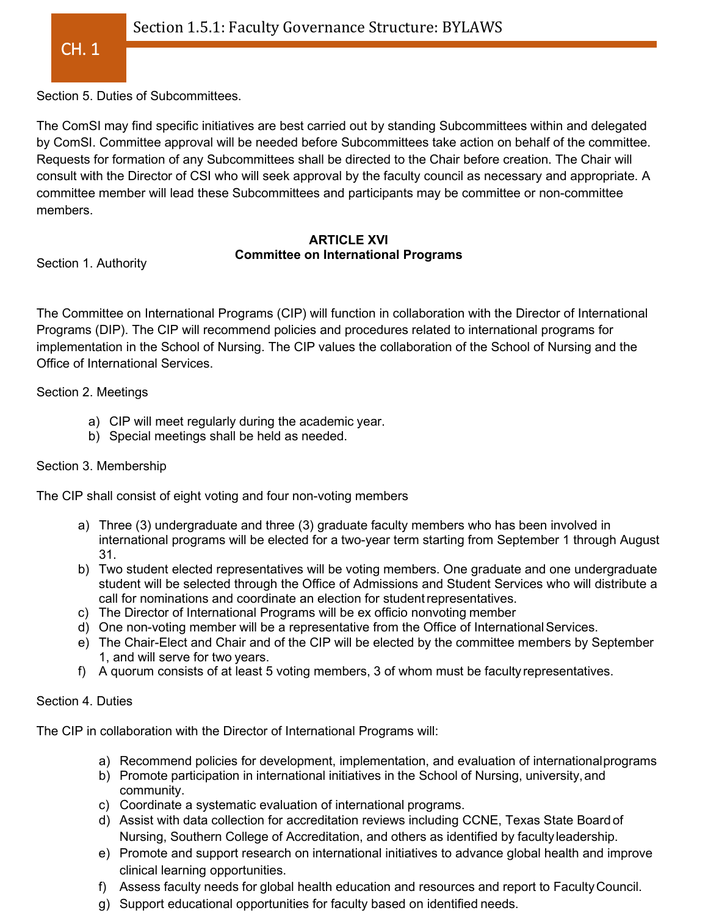Section 5. Duties of Subcommittees.

The ComSI may find specific initiatives are best carried out by standing Subcommittees within and delegated by ComSI. Committee approval will be needed before Subcommittees take action on behalf of the committee. Requests for formation of any Subcommittees shall be directed to the Chair before creation. The Chair will consult with the Director of CSI who will seek approval by the faculty council as necessary and appropriate. A committee member will lead these Subcommittees and participants may be committee or non-committee members.

## ARTICLE XVI
## Committee on International Programs

Section 1. Authority

The Committee on International Programs (CIP) will function in collaboration with the Director of International Programs (DIP). The CIP will recommend policies and procedures related to international programs for implementation in the School of Nursing. The CIP values the collaboration of the School of Nursing and the Office of International Services.

Section 2. Meetings

a) CIP will meet regularly during the academic year.
b) Special meetings shall be held as needed.

Section 3. Membership

The CIP shall consist of eight voting and four non-voting members

a) Three (3) undergraduate and three (3) graduate faculty members who has been involved in international programs will be elected for a two-year term starting from September 1 through August 31.
b) Two student elected representatives will be voting members. One graduate and one undergraduate student will be selected through the Office of Admissions and Student Services who will distribute a call for nominations and coordinate an election for student representatives.
c) The Director of International Programs will be ex officio nonvoting member
d) One non-voting member will be a representative from the Office of International Services.
e) The Chair-Elect and Chair and of the CIP will be elected by the committee members by September 1, and will serve for two years.
f) A quorum consists of at least 5 voting members, 3 of whom must be faculty representatives.

Section 4. Duties

The CIP in collaboration with the Director of International Programs will:

a) Recommend policies for development, implementation, and evaluation of international programs
b) Promote participation in international initiatives in the School of Nursing, university, and community.
c) Coordinate a systematic evaluation of international programs.
d) Assist with data collection for accreditation reviews including CCNE, Texas State Board of Nursing, Southern College of Accreditation, and others as identified by faculty leadership.
e) Promote and support research on international initiatives to advance global health and improve clinical learning opportunities.
f) Assess faculty needs for global health education and resources and report to Faculty Council.
g) Support educational opportunities for faculty based on identified needs.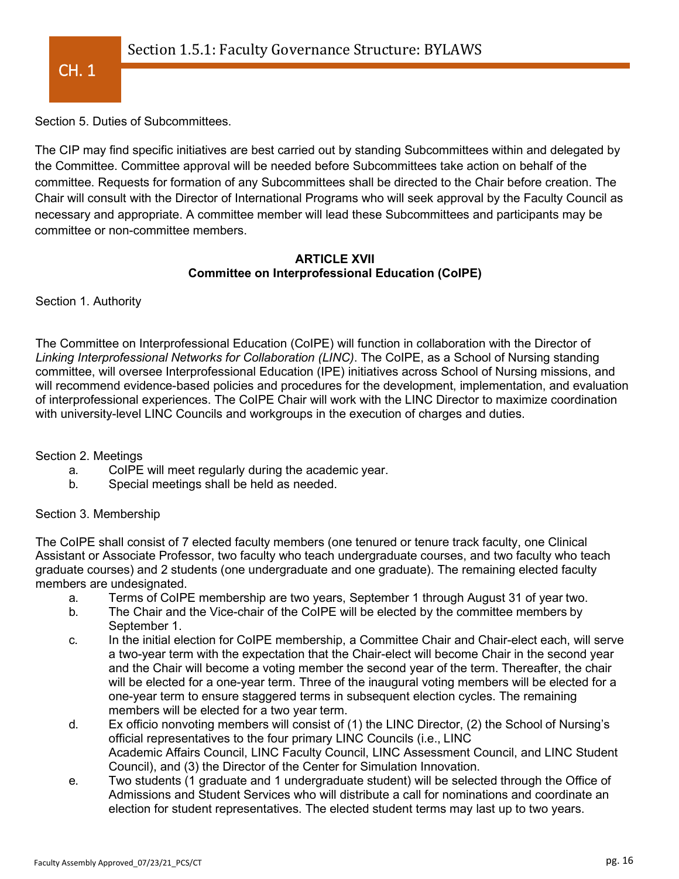Section 5. Duties of Subcommittees.

The CIP may find specific initiatives are best carried out by standing Subcommittees within and delegated by the Committee. Committee approval will be needed before Subcommittees take action on behalf of the committee. Requests for formation of any Subcommittees shall be directed to the Chair before creation. The Chair will consult with the Director of International Programs who will seek approval by the Faculty Council as necessary and appropriate. A committee member will lead these Subcommittees and participants may be committee or non-committee members.

## ARTICLE XVII
## Committee on Interprofessional Education (CoIPE)

Section 1. Authority

The Committee on Interprofessional Education (CoIPE) will function in collaboration with the Director of *Linking Interprofessional Networks for Collaboration (LINC)*. The CoIPE, as a School of Nursing standing committee, will oversee Interprofessional Education (IPE) initiatives across School of Nursing missions, and will recommend evidence-based policies and procedures for the development, implementation, and evaluation of interprofessional experiences. The CoIPE Chair will work with the LINC Director to maximize coordination with university-level LINC Councils and workgroups in the execution of charges and duties.

Section 2. Meetings

a. CoIPE will meet regularly during the academic year.
b. Special meetings shall be held as needed.

Section 3. Membership

The CoIPE shall consist of 7 elected faculty members (one tenured or tenure track faculty, one Clinical Assistant or Associate Professor, two faculty who teach undergraduate courses, and two faculty who teach graduate courses) and 2 students (one undergraduate and one graduate). The remaining elected faculty members are undesignated.

a. Terms of CoIPE membership are two years, September 1 through August 31 of year two.
b. The Chair and the Vice-chair of the CoIPE will be elected by the committee members by September 1.
c. In the initial election for CoIPE membership, a Committee Chair and Chair-elect each, will serve a two-year term with the expectation that the Chair-elect will become Chair in the second year and the Chair will become a voting member the second year of the term. Thereafter, the chair will be elected for a one-year term. Three of the inaugural voting members will be elected for a one-year term to ensure staggered terms in subsequent election cycles. The remaining members will be elected for a two year term.
d. Ex officio nonvoting members will consist of (1) the LINC Director, (2) the School of Nursing's official representatives to the four primary LINC Councils (i.e., LINC Academic Affairs Council, LINC Faculty Council, LINC Assessment Council, and LINC Student Council), and (3) the Director of the Center for Simulation Innovation.
e. Two students (1 graduate and 1 undergraduate student) will be selected through the Office of Admissions and Student Services who will distribute a call for nominations and coordinate an election for student representatives. The elected student terms may last up to two years.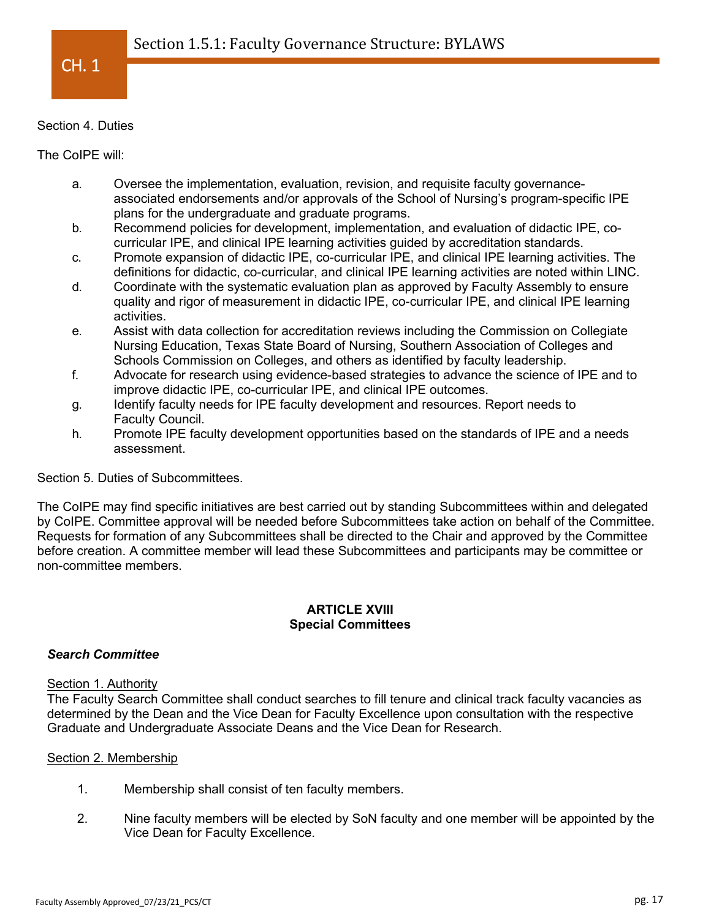Section 4. Duties

The CoIPE will:

a. Oversee the implementation, evaluation, revision, and requisite faculty governance-associated endorsements and/or approvals of the School of Nursing's program-specific IPE plans for the undergraduate and graduate programs.
b. Recommend policies for development, implementation, and evaluation of didactic IPE, co-curricular IPE, and clinical IPE learning activities guided by accreditation standards.
c. Promote expansion of didactic IPE, co-curricular IPE, and clinical IPE learning activities. The definitions for didactic, co-curricular, and clinical IPE learning activities are noted within LINC.
d. Coordinate with the systematic evaluation plan as approved by Faculty Assembly to ensure quality and rigor of measurement in didactic IPE, co-curricular IPE, and clinical IPE learning activities.
e. Assist with data collection for accreditation reviews including the Commission on Collegiate Nursing Education, Texas State Board of Nursing, Southern Association of Colleges and Schools Commission on Colleges, and others as identified by faculty leadership.
f. Advocate for research using evidence-based strategies to advance the science of IPE and to improve didactic IPE, co-curricular IPE, and clinical IPE outcomes.
g. Identify faculty needs for IPE faculty development and resources. Report needs to Faculty Council.
h. Promote IPE faculty development opportunities based on the standards of IPE and a needs assessment.

Section 5. Duties of Subcommittees.

The CoIPE may find specific initiatives are best carried out by standing Subcommittees within and delegated by CoIPE. Committee approval will be needed before Subcommittees take action on behalf of the Committee. Requests for formation of any Subcommittees shall be directed to the Chair and approved by the Committee before creation. A committee member will lead these Subcommittees and participants may be committee or non-committee members.

## ARTICLE XVIII
## Special Committees

### *Search Committee*

Section 1. Authority

The Faculty Search Committee shall conduct searches to fill tenure and clinical track faculty vacancies as determined by the Dean and the Vice Dean for Faculty Excellence upon consultation with the respective Graduate and Undergraduate Associate Deans and the Vice Dean for Research.

Section 2. Membership

1. Membership shall consist of ten faculty members.
2. Nine faculty members will be elected by SoN faculty and one member will be appointed by the Vice Dean for Faculty Excellence.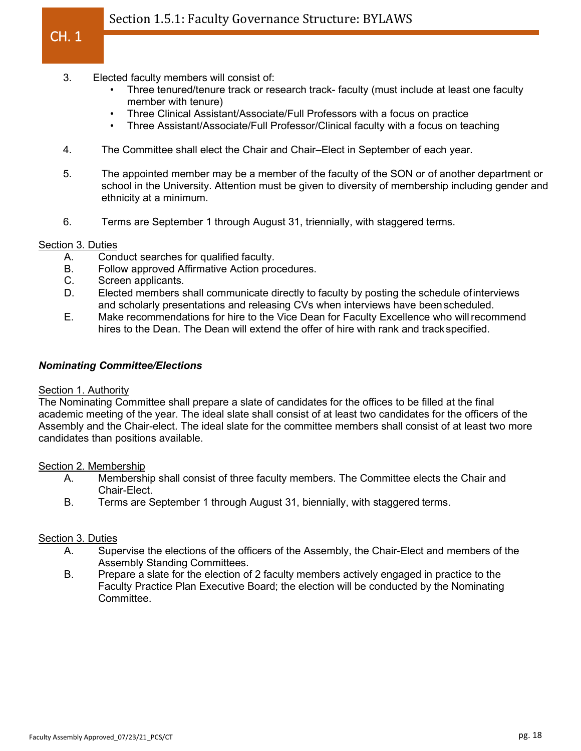3. Elected faculty members will consist of:
    - Three tenured/tenure track or research track- faculty (must include at least one faculty member with tenure)
    - Three Clinical Assistant/Associate/Full Professors with a focus on practice
    - Three Assistant/Associate/Full Professor/Clinical faculty with a focus on teaching

4. The Committee shall elect the Chair and Chair–Elect in September of each year.

5. The appointed member may be a member of the faculty of the SON or of another department or school in the University. Attention must be given to diversity of membership including gender and ethnicity at a minimum.

6. Terms are September 1 through August 31, triennially, with staggered terms.

Section 3. Duties

A. Conduct searches for qualified faculty.
B. Follow approved Affirmative Action procedures.
C. Screen applicants.
D. Elected members shall communicate directly to faculty by posting the schedule of interviews and scholarly presentations and releasing CVs when interviews have been scheduled.
E. Make recommendations for hire to the Vice Dean for Faculty Excellence who will recommend hires to the Dean. The Dean will extend the offer of hire with rank and track specified.

***Nominating Committee/Elections***

Section 1. Authority

The Nominating Committee shall prepare a slate of candidates for the offices to be filled at the final academic meeting of the year. The ideal slate shall consist of at least two candidates for the officers of the Assembly and the Chair-elect. The ideal slate for the committee members shall consist of at least two more candidates than positions available.

Section 2. Membership

A. Membership shall consist of three faculty members. The Committee elects the Chair and Chair-Elect.
B. Terms are September 1 through August 31, biennially, with staggered terms.

Section 3. Duties

A. Supervise the elections of the officers of the Assembly, the Chair-Elect and members of the Assembly Standing Committees.
B. Prepare a slate for the election of 2 faculty members actively engaged in practice to the Faculty Practice Plan Executive Board; the election will be conducted by the Nominating Committee.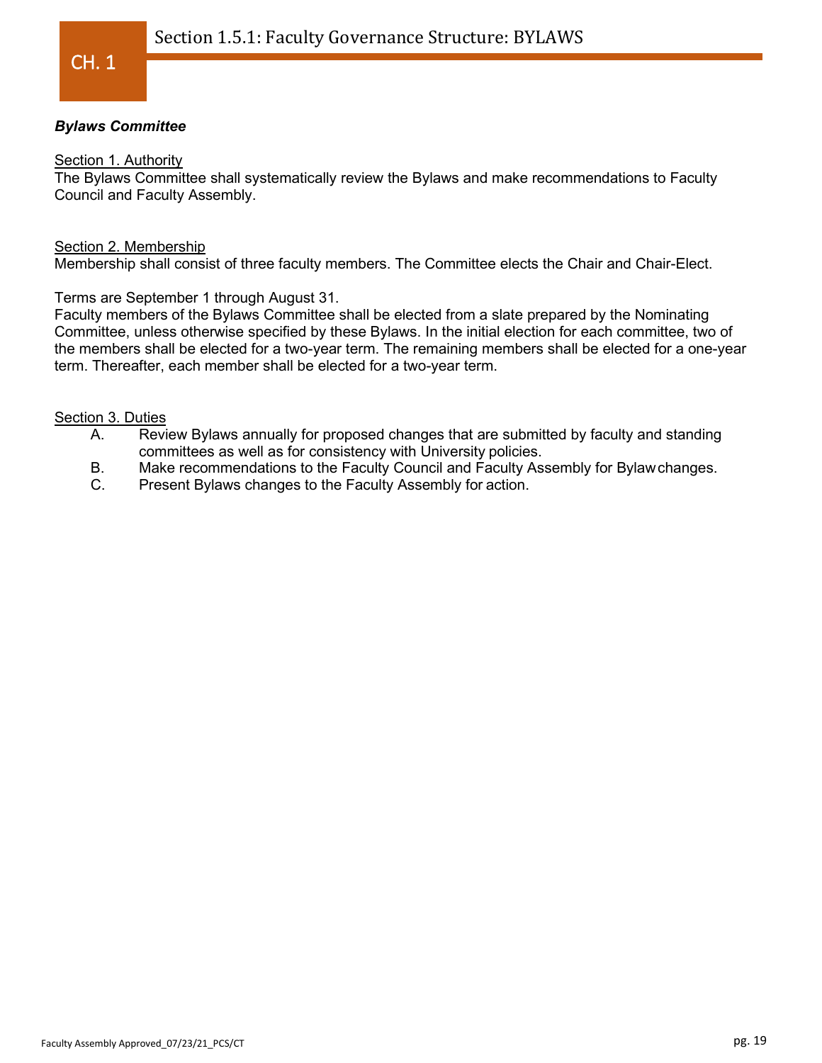### *Bylaws Committee*

Section 1. Authority

The Bylaws Committee shall systematically review the Bylaws and make recommendations to Faculty Council and Faculty Assembly.

Section 2. Membership

Membership shall consist of three faculty members. The Committee elects the Chair and Chair-Elect.

Terms are September 1 through August 31.

Faculty members of the Bylaws Committee shall be elected from a slate prepared by the Nominating Committee, unless otherwise specified by these Bylaws. In the initial election for each committee, two of the members shall be elected for a two-year term. The remaining members shall be elected for a one-year term. Thereafter, each member shall be elected for a two-year term.

Section 3. Duties

A. Review Bylaws annually for proposed changes that are submitted by faculty and standing committees as well as for consistency with University policies.

B. Make recommendations to the Faculty Council and Faculty Assembly for Bylaw changes.

C. Present Bylaws changes to the Faculty Assembly for action.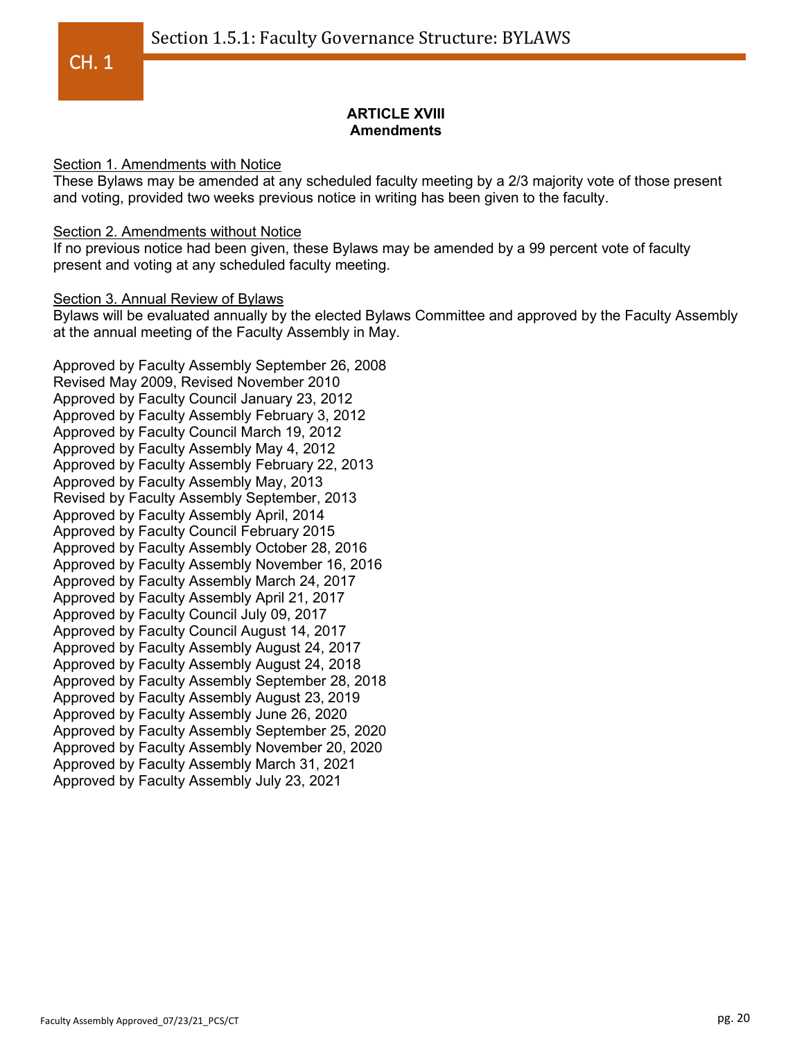## ARTICLE XVIII
## Amendments

Section 1. Amendments with Notice
These Bylaws may be amended at any scheduled faculty meeting by a 2/3 majority vote of those present and voting, provided two weeks previous notice in writing has been given to the faculty.

Section 2. Amendments without Notice
If no previous notice had been given, these Bylaws may be amended by a 99 percent vote of faculty present and voting at any scheduled faculty meeting.

Section 3. Annual Review of Bylaws
Bylaws will be evaluated annually by the elected Bylaws Committee and approved by the Faculty Assembly at the annual meeting of the Faculty Assembly in May.

Approved by Faculty Assembly September 26, 2008
Revised May 2009, Revised November 2010
Approved by Faculty Council January 23, 2012
Approved by Faculty Assembly February 3, 2012
Approved by Faculty Council March 19, 2012
Approved by Faculty Assembly May 4, 2012
Approved by Faculty Assembly February 22, 2013
Approved by Faculty Assembly May, 2013
Revised by Faculty Assembly September, 2013
Approved by Faculty Assembly April, 2014
Approved by Faculty Council February 2015
Approved by Faculty Assembly October 28, 2016
Approved by Faculty Assembly November 16, 2016
Approved by Faculty Assembly March 24, 2017
Approved by Faculty Assembly April 21, 2017
Approved by Faculty Council July 09, 2017
Approved by Faculty Council August 14, 2017
Approved by Faculty Assembly August 24, 2017
Approved by Faculty Assembly August 24, 2018
Approved by Faculty Assembly September 28, 2018
Approved by Faculty Assembly August 23, 2019
Approved by Faculty Assembly June 26, 2020
Approved by Faculty Assembly September 25, 2020
Approved by Faculty Assembly November 20, 2020
Approved by Faculty Assembly March 31, 2021
Approved by Faculty Assembly July 23, 2021